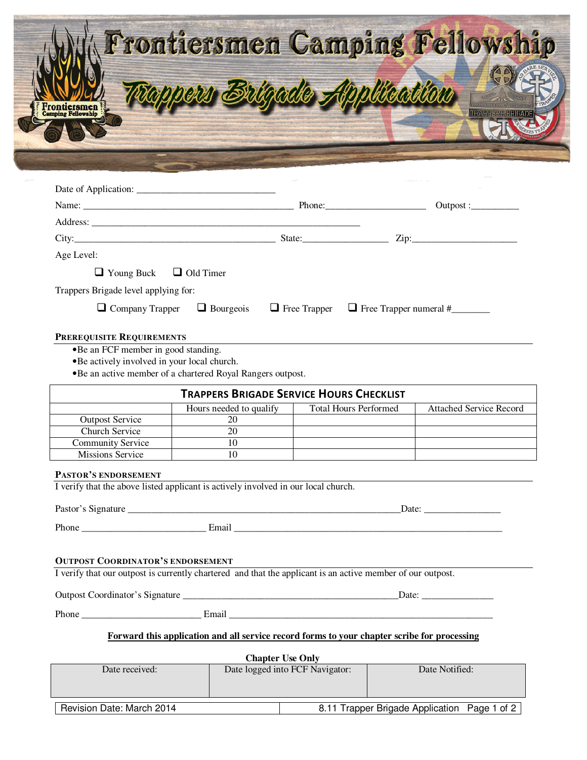# Frontiersmen Camping Fellowship

## Trappers Brigade Application

Date of Application: ____________________________

Name: ____________________________________________ Phone:____________________ Outpost :__________

Address: _______________________________________________________

City:__________________________________________ State:_________________ Zip:_____________________

Age Level:

- ❑ Young Buck ❑ Old Timer

Trappers Brigade level applying for:

- ❑ Company Trapper ❑ Bourgeois ❑ Free Trapper ❑ Free Trapper numeral #________

### Prerequisite Requirements

- Be an FCF member in good standing.
- Be actively involved in your local church.
- Be an active member of a chartered Royal Rangers outpost.

**Trappers Brigade Service Hours Checklist**

| | Hours needed to qualify | Total Hours Performed | Attached Service Record |
|---|---|---|---|
| Outpost Service | 20 | | |
| Church Service | 20 | | |
| Community Service | 10 | | |
| Missions Service | 10 | | |

### Pastor's Endorsement

I verify that the above listed applicant is actively involved in our local church.

Pastor's Signature ________________________________________________________Date: ________________

Phone __________________________ Email ________________________________________________________

### Outpost Coordinator's Endorsement

I verify that our outpost is currently chartered and that the applicant is an active member of our outpost.

Outpost Coordinator's Signature ______________________________________________Date: _______________

Phone _________________________ Email _______________________________________________________

**Forward this application and all service record forms to your chapter scribe for processing**

**Chapter Use Only**

| Date received: | Date logged into FCF Navigator: | Date Notified: |
|---|---|---|
| | | |

Revision Date: March 2014 | 8.11 Trapper Brigade Application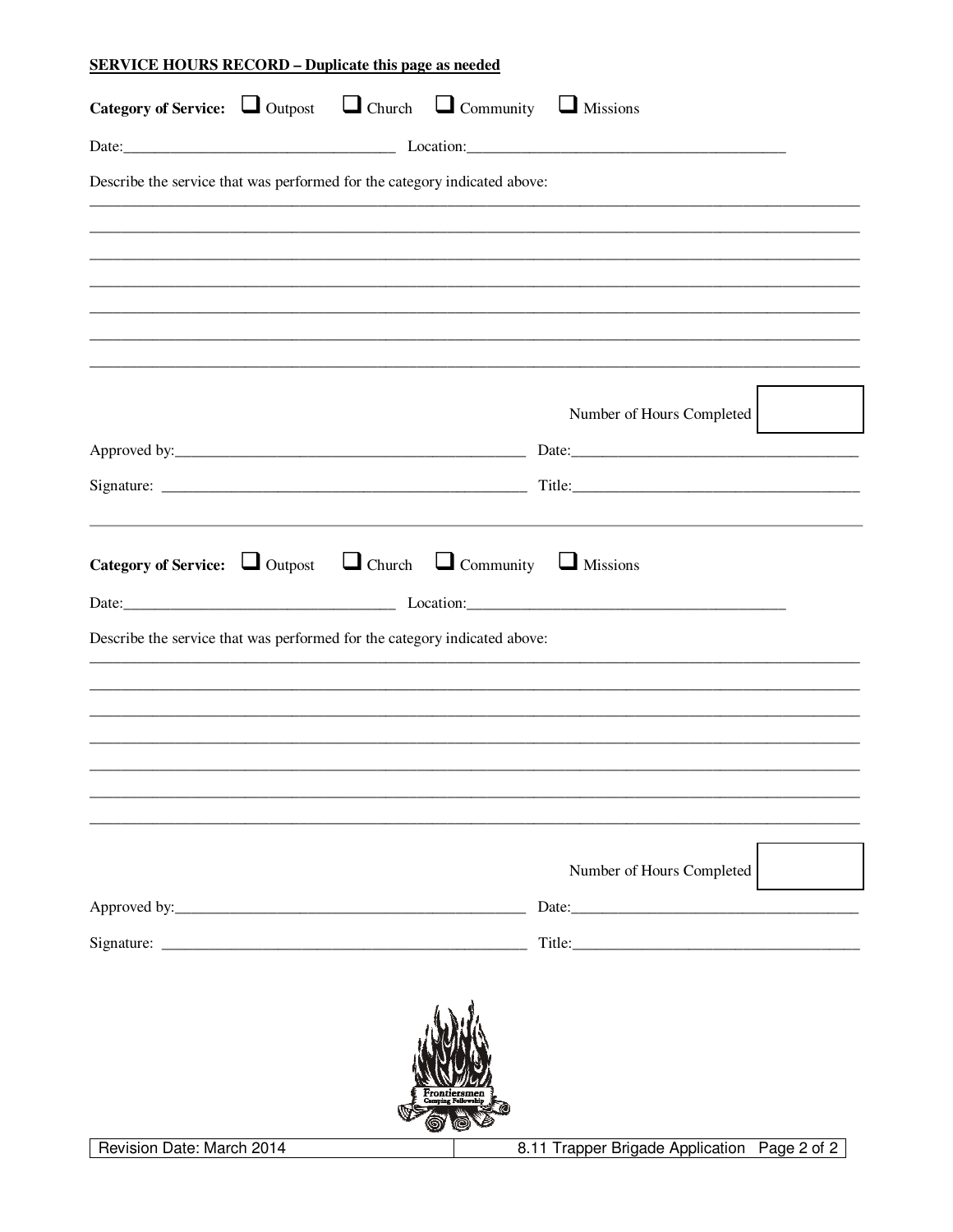**SERVICE HOURS RECORD – Duplicate this page as needed**

**Category of Service:** ☐ Outpost ☐ Church ☐ Community ☐ Missions

Date:__________________________________ Location:________________________________________

Describe the service that was performed for the category indicated above:

_______________________________________________________________________________________________

_______________________________________________________________________________________________

_______________________________________________________________________________________________

_______________________________________________________________________________________________

_______________________________________________________________________________________________

_______________________________________________________________________________________________

_______________________________________________________________________________________________

Number of Hours Completed ☐

Approved by:_______________________________________________ Date:_____________________________________

Signature: ________________________________________________ Title:_____________________________________

---

**Category of Service:** ☐ Outpost ☐ Church ☐ Community ☐ Missions

Date:__________________________________ Location:________________________________________

Describe the service that was performed for the category indicated above:

_______________________________________________________________________________________________

_______________________________________________________________________________________________

_______________________________________________________________________________________________

_______________________________________________________________________________________________

_______________________________________________________________________________________________

_______________________________________________________________________________________________

_______________________________________________________________________________________________

Number of Hours Completed ☐

Approved by:_______________________________________________ Date:_____________________________________

Signature: ________________________________________________ Title:_____________________________________

Frontiersmen Camping Fellowship

| Revision Date: March 2014 | 8.11 Trapper Brigade Application |
| --- | --- |